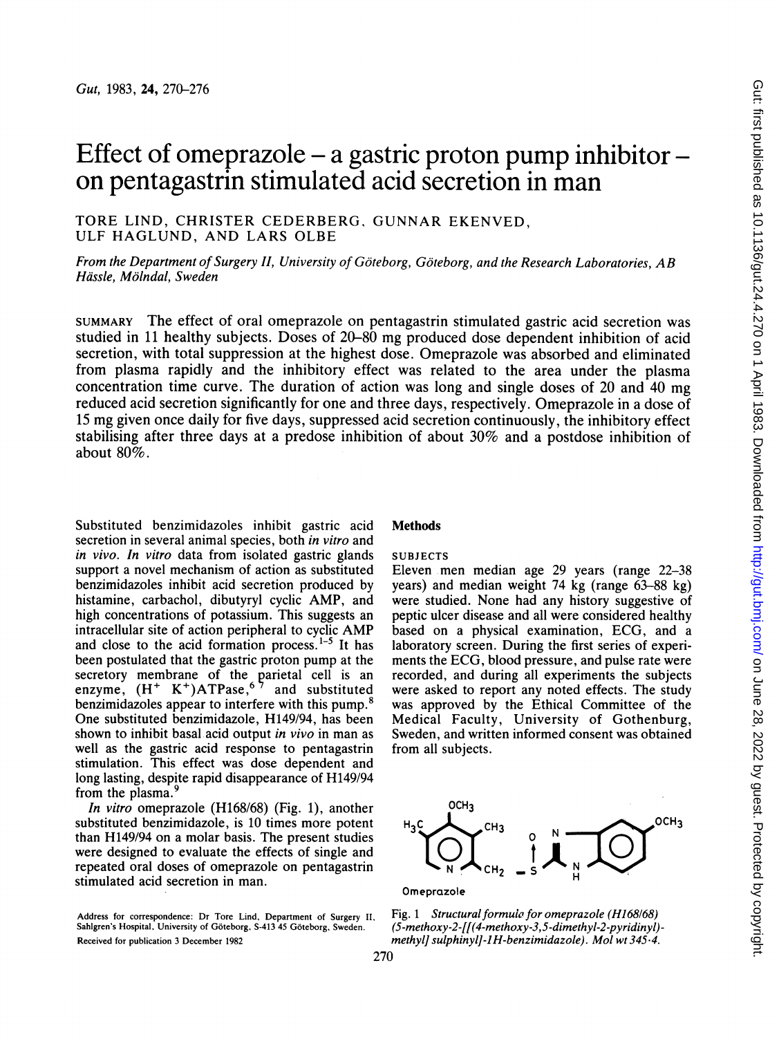# Effect of omeprazole – a gastric proton pump inhibitor – on pentagastrin stimulated acid secretion in man

TORE LIND, CHRISTER CEDERBERG, GUNNAR EKENVED, ULF HAGLUND, AND LARS OLBE

*From the Department of Surgery II, University of Göteborg, Göteborg, and the Research Laboratories, AB Hässle, Mölndal, Sweden*

SUMMARY The effect of oral omeprazole on pentagastrin stimulated gastric acid secretion was studied in 11 healthy subjects. Doses of 20–80 mg produced dose dependent inhibition of acid secretion, with total suppression at the highest dose. Omeprazole was absorbed and eliminated from plasma rapidly and the inhibitory effect was related to the area under the plasma concentration time curve. The duration of action was long and single doses of 20 and 40 mg reduced acid secretion significantly for one and three days, respectively. Omeprazole in a dose of 15 mg given once daily for five days, suppressed acid secretion continuously, the inhibitory effect stabilising after three days at a predose inhibition of about 30% and a postdose inhibition of about 80%.

Substituted benzimidazoles inhibit gastric acid secretion in several animal species, both *in vitro* and *in vivo*. *In vitro* data from isolated gastric glands support a novel mechanism of action as substituted benzimidazoles inhibit acid secretion produced by histamine, carbachol, dibutyryl cyclic AMP, and high concentrations of potassium. This suggests an intracellular site of action peripheral to cyclic AMP and close to the acid formation process.[1–5] It has been postulated that the gastric proton pump at the secretory membrane of the parietal cell is an enzyme, $(H^+ K^+)$ATPase,[6 7] and substituted benzimidazoles appear to interfere with this pump.[8] One substituted benzimidazole, H149/94, has been shown to inhibit basal acid output *in vivo* in man as well as the gastric acid response to pentagastrin stimulation. This effect was dose dependent and long lasting, despite rapid disappearance of H149/94 from the plasma.[9]

*In vitro* omeprazole (H168/68) (Fig. 1), another substituted benzimidazole, is 10 times more potent than H149/94 on a molar basis. The present studies were designed to evaluate the effects of single and repeated oral doses of omeprazole on pentagastrin stimulated acid secretion in man.

## Methods

### SUBJECTS

Eleven men median age 29 years (range 22–38 years) and median weight 74 kg (range 63–88 kg) were studied. None had any history suggestive of peptic ulcer disease and all were considered healthy based on a physical examination, ECG, and a laboratory screen. During the first series of experiments the ECG, blood pressure, and pulse rate were recorded, and during all experiments the subjects were asked to report any noted effects. The study was approved by the Ethical Committee of the Medical Faculty, University of Gothenburg, Sweden, and written informed consent was obtained from all subjects.

Fig. 1 *Structural formula for omeprazole (H168/68) (5-methoxy-2-[[(4-methoxy-3,5-dimethyl-2-pyridinyl)-methyl] sulphinyl]-1H-benzimidazole). Mol wt 345·4.*

Address for correspondence: Dr Tore Lind, Department of Surgery II, Sahlgren's Hospital, University of Göteborg, S-413 45 Göteborg, Sweden.

Received for publication 3 December 1982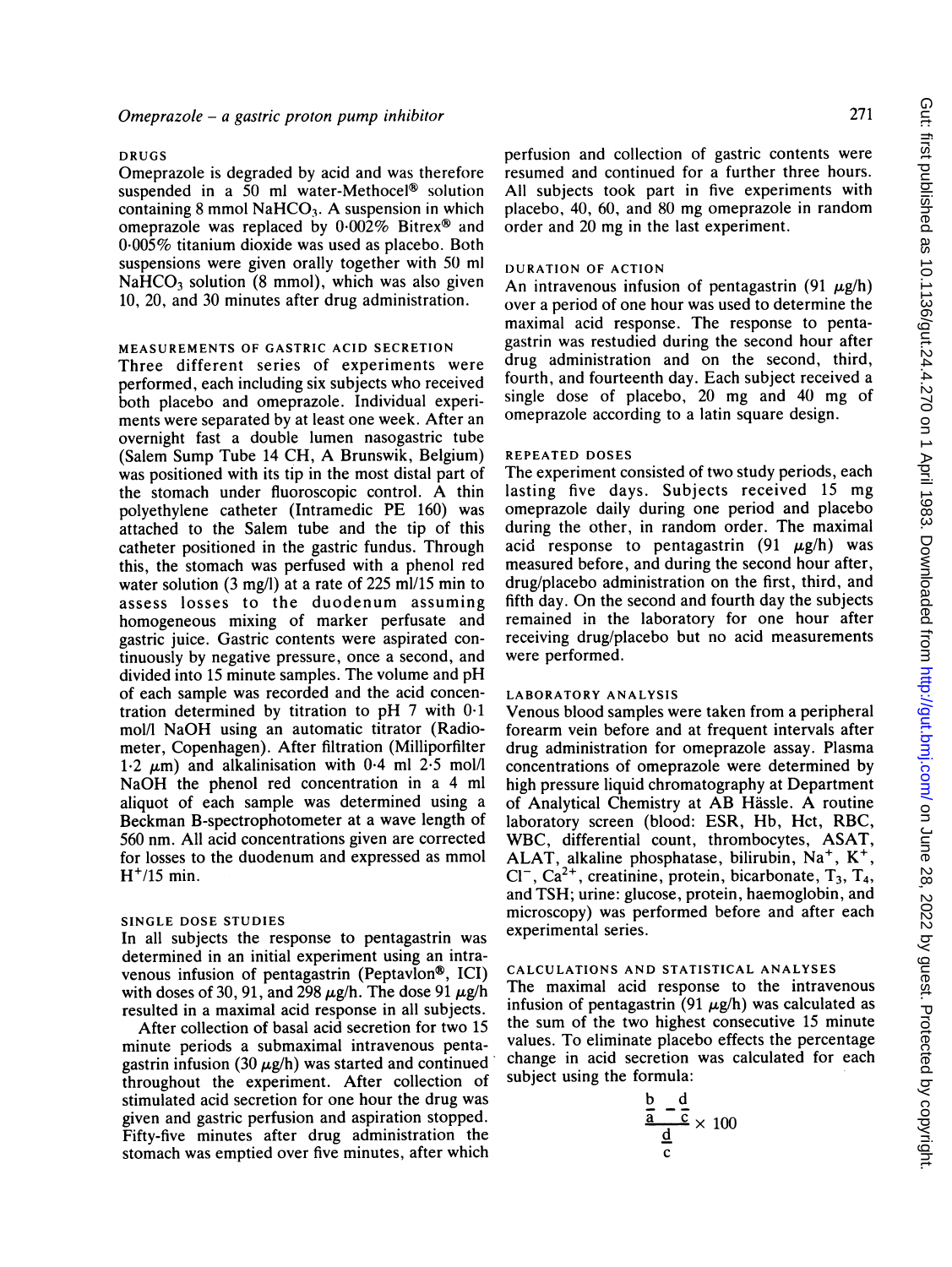### DRUGS

Omeprazole is degraded by acid and was therefore suspended in a 50 ml water-Methocel® solution containing 8 mmol $NaHCO_3$. A suspension in which omeprazole was replaced by 0·002% Bitrex® and 0·005% titanium dioxide was used as placebo. Both suspensions were given orally together with 50 ml $NaHCO_3$ solution (8 mmol), which was also given 10, 20, and 30 minutes after drug administration.

### MEASUREMENTS OF GASTRIC ACID SECRETION

Three different series of experiments were performed, each including six subjects who received both placebo and omeprazole. Individual experiments were separated by at least one week. After an overnight fast a double lumen nasogastric tube (Salem Sump Tube 14 CH, A Brunswik, Belgium) was positioned with its tip in the most distal part of the stomach under fluoroscopic control. A thin polyethylene catheter (Intramedic PE 160) was attached to the Salem tube and the tip of this catheter positioned in the gastric fundus. Through this, the stomach was perfused with a phenol red water solution (3 mg/l) at a rate of 225 ml/15 min to assess losses to the duodenum assuming homogeneous mixing of marker perfusate and gastric juice. Gastric contents were aspirated continuously by negative pressure, once a second, and divided into 15 minute samples. The volume and pH of each sample was recorded and the acid concentration determined by titration to pH 7 with 0·1 mol/l NaOH using an automatic titrator (Radiometer, Copenhagen). After filtration (Milliporfilter 1·2 μm) and alkalinisation with 0·4 ml 2·5 mol/l NaOH the phenol red concentration in a 4 ml aliquot of each sample was determined using a Beckman B-spectrophotometer at a wave length of 560 nm. All acid concentrations given are corrected for losses to the duodenum and expressed as mmol $H^+$/15 min.

### SINGLE DOSE STUDIES

In all subjects the response to pentagastrin was determined in an initial experiment using an intravenous infusion of pentagastrin (Peptavlon®, ICI) with doses of 30, 91, and 298 μg/h. The dose 91 μg/h resulted in a maximal acid response in all subjects.

After collection of basal acid secretion for two 15 minute periods a submaximal intravenous pentagastrin infusion (30 μg/h) was started and continued throughout the experiment. After collection of stimulated acid secretion for one hour the drug was given and gastric perfusion and aspiration stopped. Fifty-five minutes after drug administration the stomach was emptied over five minutes, after which perfusion and collection of gastric contents were resumed and continued for a further three hours. All subjects took part in five experiments with placebo, 40, 60, and 80 mg omeprazole in random order and 20 mg in the last experiment.

### DURATION OF ACTION

An intravenous infusion of pentagastrin (91 μg/h) over a period of one hour was used to determine the maximal acid response. The response to pentagastrin was restudied during the second hour after drug administration and on the second, third, fourth, and fourteenth day. Each subject received a single dose of placebo, 20 mg and 40 mg of omeprazole according to a latin square design.

### REPEATED DOSES

The experiment consisted of two study periods, each lasting five days. Subjects received 15 mg omeprazole daily during one period and placebo during the other, in random order. The maximal acid response to pentagastrin (91 μg/h) was measured before, and during the second hour after, drug/placebo administration on the first, third, and fifth day. On the second and fourth day the subjects remained in the laboratory for one hour after receiving drug/placebo but no acid measurements were performed.

### LABORATORY ANALYSIS

Venous blood samples were taken from a peripheral forearm vein before and at frequent intervals after drug administration for omeprazole assay. Plasma concentrations of omeprazole were determined by high pressure liquid chromatography at Department of Analytical Chemistry at AB Hässle. A routine laboratory screen (blood: ESR, Hb, Hct, RBC, WBC, differential count, thrombocytes, ASAT, ALAT, alkaline phosphatase, bilirubin, $Na^+$, $K^+$, $Cl^-$, $Ca^{2+}$, creatinine, protein, bicarbonate, $T_3$, $T_4$, and TSH; urine: glucose, protein, haemoglobin, and microscopy) was performed before and after each experimental series.

### CALCULATIONS AND STATISTICAL ANALYSES

The maximal acid response to the intravenous infusion of pentagastrin (91 μg/h) was calculated as the sum of the two highest consecutive 15 minute values. To eliminate placebo effects the percentage change in acid secretion was calculated for each subject using the formula:

$$\frac{\frac{b}{a} - \frac{d}{c}}{\frac{d}{c}} \times 100$$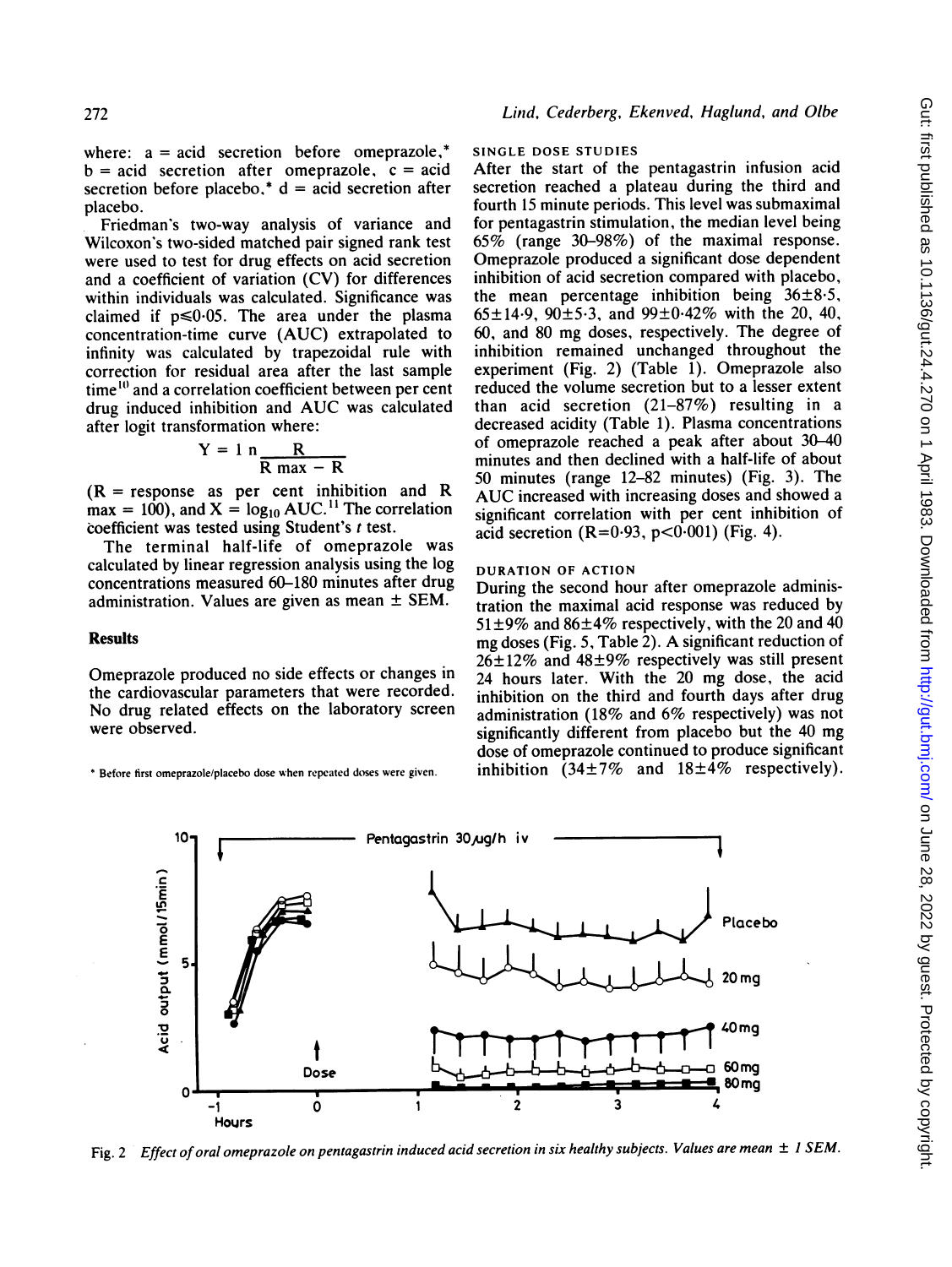where: a = acid secretion before omeprazole,* b = acid secretion after omeprazole, c = acid secretion before placebo,* d = acid secretion after placebo.

Friedman's two-way analysis of variance and Wilcoxon's two-sided matched pair signed rank test were used to test for drug effects on acid secretion and a coefficient of variation (CV) for differences within individuals was calculated. Significance was claimed if $p \leq 0.05$. The area under the plasma concentration-time curve (AUC) extrapolated to infinity was calculated by trapezoidal rule with correction for residual area after the last sample time[10] and a correlation coefficient between per cent drug induced inhibition and AUC was calculated after logit transformation where:

$$Y = \ln \frac{R}{R\,max - R}$$

(R = response as per cent inhibition and R max = 100), and $X = \log_{10} AUC$.[11] The correlation coefficient was tested using Student's *t* test.

The terminal half-life of omeprazole was calculated by linear regression analysis using the log concentrations measured 60–180 minutes after drug administration. Values are given as mean ± SEM.

## Results

Omeprazole produced no side effects or changes in the cardiovascular parameters that were recorded. No drug related effects on the laboratory screen were observed.

\* Before first omeprazole/placebo dose when repeated doses were given.

### SINGLE DOSE STUDIES

After the start of the pentagastrin infusion acid secretion reached a plateau during the third and fourth 15 minute periods. This level was submaximal for pentagastrin stimulation, the median level being 65% (range 30–98%) of the maximal response. Omeprazole produced a significant dose dependent inhibition of acid secretion compared with placebo, the mean percentage inhibition being 36±8·5, 65±14·9, 90±5·3, and 99±0·42% with the 20, 40, 60, and 80 mg doses, respectively. The degree of inhibition remained unchanged throughout the experiment (Fig. 2) (Table 1). Omeprazole also reduced the volume secretion but to a lesser extent than acid secretion (21–87%) resulting in a decreased acidity (Table 1). Plasma concentrations of omeprazole reached a peak after about 30–40 minutes and then declined with a half-life of about 50 minutes (range 12–82 minutes) (Fig. 3). The AUC increased with increasing doses and showed a significant correlation with per cent inhibition of acid secretion ($R=0.93$, $p<0.001$) (Fig. 4).

### DURATION OF ACTION

During the second hour after omeprazole administration the maximal acid response was reduced by 51±9% and 86±4% respectively, with the 20 and 40 mg doses (Fig. 5, Table 2). A significant reduction of 26±12% and 48±9% respectively was still present 24 hours later. With the 20 mg dose, the acid inhibition on the third and fourth days after drug administration (18% and 6% respectively) was not significantly different from placebo but the 40 mg dose of omeprazole continued to produce significant inhibition (34±7% and 18±4% respectively).

Fig. 2 *Effect of oral omeprazole on pentagastrin induced acid secretion in six healthy subjects. Values are mean ± 1 SEM.*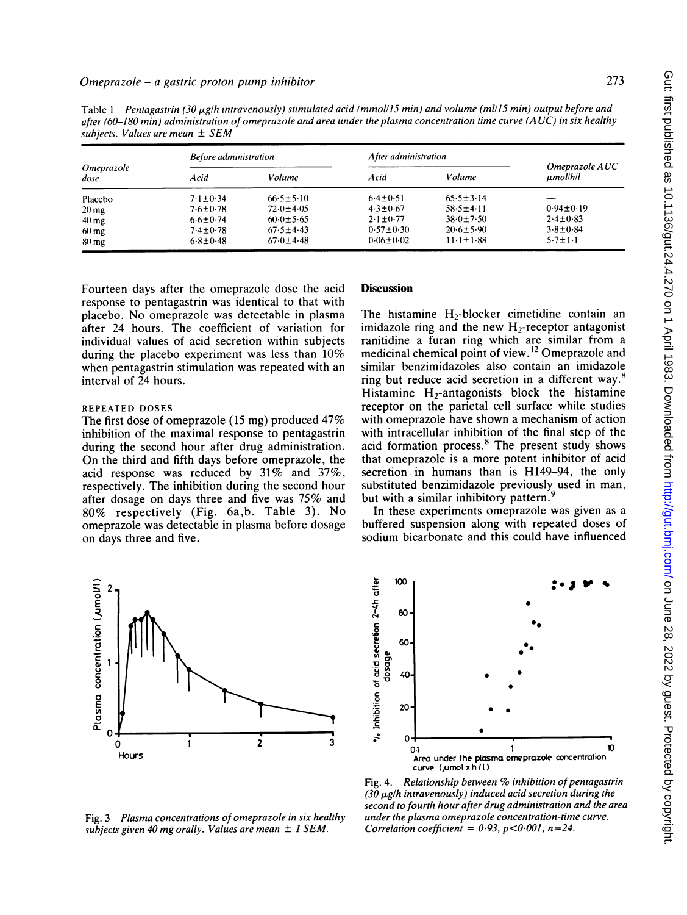Table 1 *Pentagastrin (30 μg/h intravenously) stimulated acid (mmol/15 min) and volume (ml/15 min) output before and after (60–180 min) administration of omeprazole and area under the plasma concentration time curve (AUC) in six healthy subjects. Values are mean ± SEM*

| Omeprazole dose | Before administration | | After administration | | Omeprazole AUC μmol/h/l |
|---|---|---|---|---|---|
| | Acid | Volume | Acid | Volume | |
| Placebo | 7·1±0·34 | 66·5±5·10 | 6·4±0·51 | 65·5±3·14 | — |
| 20 mg | 7·6±0·78 | 72·0±4·05 | 4·3±0·67 | 58·5±4·11 | 0·94±0·19 |
| 40 mg | 6·6±0·74 | 60·0±5·65 | 2·1±0·77 | 38·0±7·50 | 2·4±0·83 |
| 60 mg | 7·4±0·78 | 67·5±4·43 | 0·57±0·30 | 20·6±5·90 | 3·8±0·84 |
| 80 mg | 6·8±0·48 | 67·0±4·48 | 0·06±0·02 | 11·1±1·88 | 5·7±1·1 |

Fourteen days after the omeprazole dose the acid response to pentagastrin was identical to that with placebo. No omeprazole was detectable in plasma after 24 hours. The coefficient of variation for individual values of acid secretion within subjects during the placebo experiment was less than 10% when pentagastrin stimulation was repeated with an interval of 24 hours.

### REPEATED DOSES

The first dose of omeprazole (15 mg) produced 47% inhibition of the maximal response to pentagastrin during the second hour after drug administration. On the third and fifth days before omeprazole, the acid response was reduced by 31% and 37%, respectively. The inhibition during the second hour after dosage on days three and five was 75% and 80% respectively (Fig. 6a,b. Table 3). No omeprazole was detectable in plasma before dosage on days three and five.

## Discussion

The histamine $H_2$-blocker cimetidine contain an imidazole ring and the new $H_2$-receptor antagonist ranitidine a furan ring which are similar from a medicinal chemical point of view.[12] Omeprazole and similar benzimidazoles also contain an imidazole ring but reduce acid secretion in a different way.[8] Histamine $H_2$-antagonists block the histamine receptor on the parietal cell surface while studies with omeprazole have shown a mechanism of action with intracellular inhibition of the final step of the acid formation process.[8] The present study shows that omeprazole is a more potent inhibitor of acid secretion in humans than is H149–94, the only substituted benzimidazole previously used in man, but with a similar inhibitory pattern.[9]

In these experiments omeprazole was given as a buffered suspension along with repeated doses of sodium bicarbonate and this could have influenced

Fig. 3 *Plasma concentrations of omeprazole in six healthy subjects given 40 mg orally. Values are mean ± 1 SEM.*

Fig. 4. *Relationship between % inhibition of pentagastrin (30 μg/h intravenously) induced acid secretion during the second to fourth hour after drug administration and the area under the plasma omeprazole concentration-time curve. Correlation coefficient = 0·93, p<0·001, n=24.*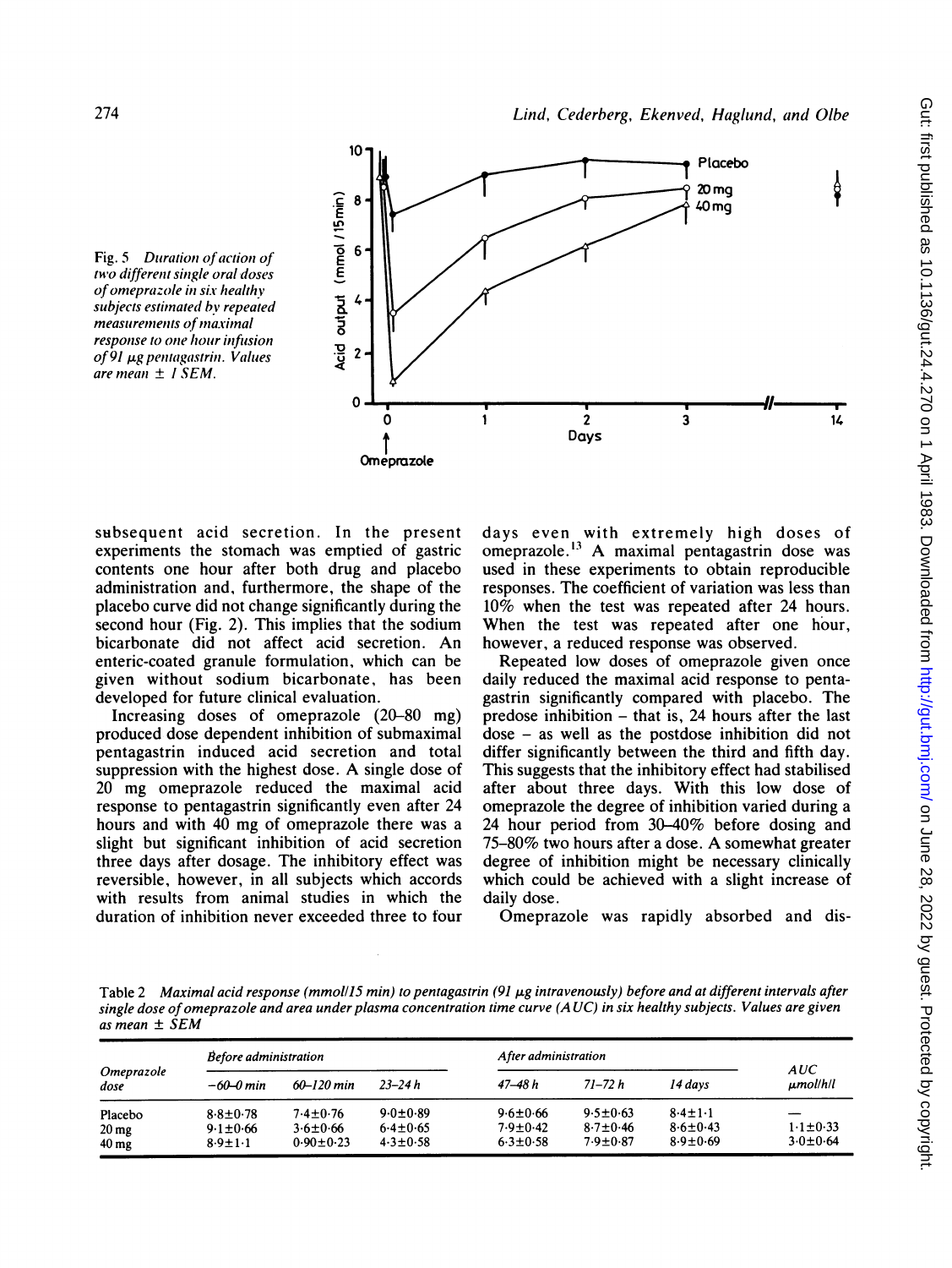Fig. 5 *Duration of action of two different single oral doses of omeprazole in six healthy subjects estimated by repeated measurements of maximal response to one hour infusion of 91 μg pentagastrin. Values are mean ± 1 SEM.*

subsequent acid secretion. In the present experiments the stomach was emptied of gastric contents one hour after both drug and placebo administration and, furthermore, the shape of the placebo curve did not change significantly during the second hour (Fig. 2). This implies that the sodium bicarbonate did not affect acid secretion. An enteric-coated granule formulation, which can be given without sodium bicarbonate, has been developed for future clinical evaluation.

Increasing doses of omeprazole (20–80 mg) produced dose dependent inhibition of submaximal pentagastrin induced acid secretion and total suppression with the highest dose. A single dose of 20 mg omeprazole reduced the maximal acid response to pentagastrin significantly even after 24 hours and with 40 mg of omeprazole there was a slight but significant inhibition of acid secretion three days after dosage. The inhibitory effect was reversible, however, in all subjects which accords with results from animal studies in which the duration of inhibition never exceeded three to four days even with extremely high doses of omeprazole.[13] A maximal pentagastrin dose was used in these experiments to obtain reproducible responses. The coefficient of variation was less than 10% when the test was repeated after 24 hours. When the test was repeated after one hour, however, a reduced response was observed.

Repeated low doses of omeprazole given once daily reduced the maximal acid response to pentagastrin significantly compared with placebo. The predose inhibition – that is, 24 hours after the last dose – as well as the postdose inhibition did not differ significantly between the third and fifth day. This suggests that the inhibitory effect had stabilised after about three days. With this low dose of omeprazole the degree of inhibition varied during a 24 hour period from 30–40% before dosing and 75–80% two hours after a dose. A somewhat greater degree of inhibition might be necessary clinically which could be achieved with a slight increase of daily dose.

Omeprazole was rapidly absorbed and dis-

Table 2 *Maximal acid response (mmol/15 min) to pentagastrin (91 μg intravenously) before and at different intervals after single dose of omeprazole and area under plasma concentration time curve (AUC) in six healthy subjects. Values are given as mean ± SEM*

| Omeprazole dose | Before administration | | | After administration | | | AUC μmol/h/l |
|---|---|---|---|---|---|---|---|
| | −60–0 min | 60–120 min | 23–24 h | 47–48 h | 71–72 h | 14 days | |
| Placebo | 8·8±0·78 | 7·4±0·76 | 9·0±0·89 | 9·6±0·66 | 9·5±0·63 | 8·4±1·1 | — |
| 20 mg | 9·1±0·66 | 3·6±0·66 | 6·4±0·65 | 7·9±0·42 | 8·7±0·46 | 8·6±0·43 | 1·1±0·33 |
| 40 mg | 8·9±1·1 | 0·90±0·23 | 4·3±0·58 | 6·3±0·58 | 7·9±0·87 | 8·9±0·69 | 3·0±0·64 |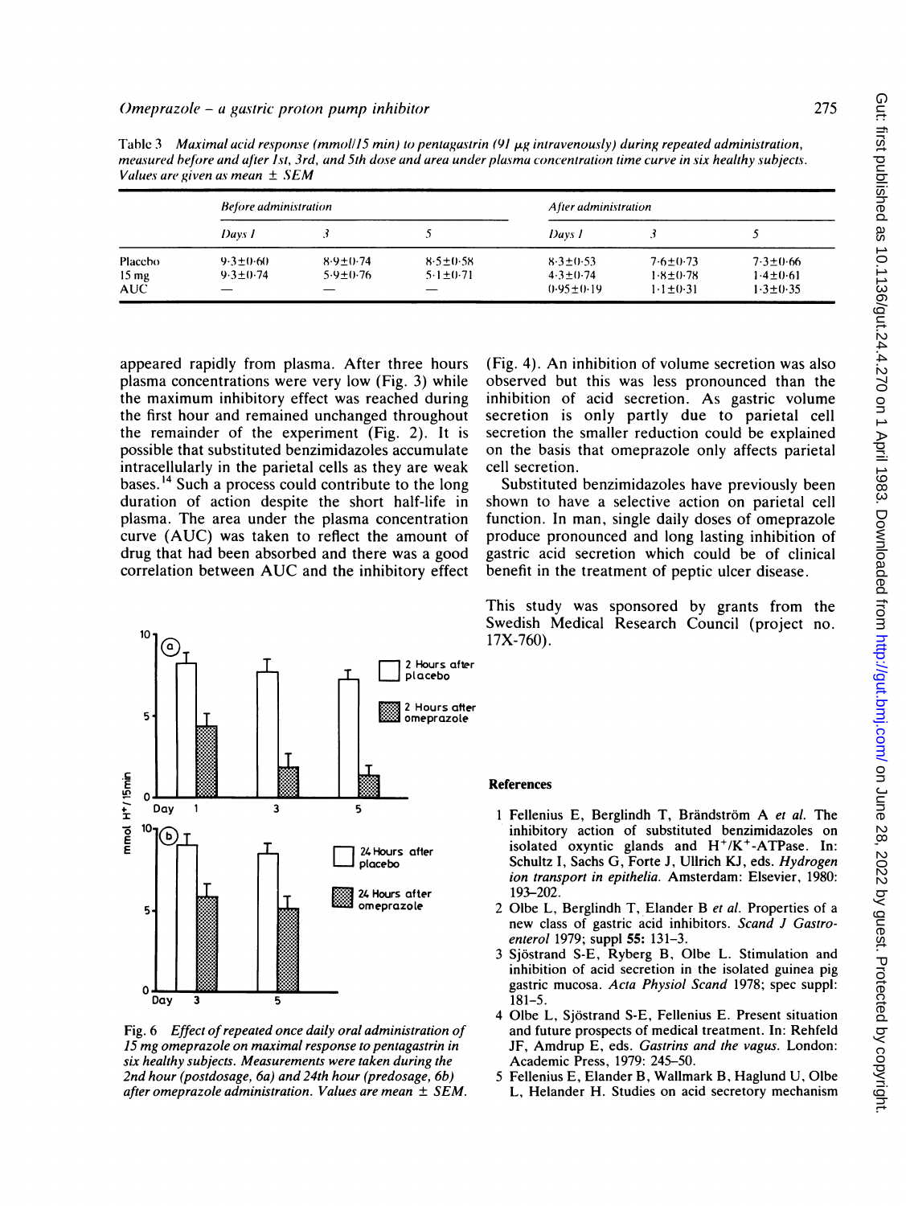Table 3 *Maximal acid response (mmol/15 min) to pentagastrin (91 μg intravenously) during repeated administration, measured before and after 1st, 3rd, and 5th dose and area under plasma concentration time curve in six healthy subjects. Values are given as mean ± SEM*

| | *Before administration* | | | *After administration* | | |
|---|---|---|---|---|---|---|
| | *Days 1* | *3* | *5* | *Days 1* | *3* | *5* |
| Placebo | 9·3±0·60 | 8·9±0·74 | 8·5±0·58 | 8·3±0·53 | 7·6±0·73 | 7·3±0·66 |
| 15 mg | 9·3±0·74 | 5·9±0·76 | 5·1±0·71 | 4·3±0·74 | 1·8±0·78 | 1·4±0·61 |
| AUC | — | — | — | 0·95±0·19 | 1·1±0·31 | 1·3±0·35 |

appeared rapidly from plasma. After three hours plasma concentrations were very low (Fig. 3) while the maximum inhibitory effect was reached during the first hour and remained unchanged throughout the remainder of the experiment (Fig. 2). It is possible that substituted benzimidazoles accumulate intracellularly in the parietal cells as they are weak bases.[14] Such a process could contribute to the long duration of action despite the short half-life in plasma. The area under the plasma concentration curve (AUC) was taken to reflect the amount of drug that had been absorbed and there was a good correlation between AUC and the inhibitory effect (Fig. 4). An inhibition of volume secretion was also observed but this was less pronounced than the inhibition of acid secretion. As gastric volume secretion is only partly due to parietal cell secretion the smaller reduction could be explained on the basis that omeprazole only affects parietal cell secretion.

Substituted benzimidazoles have previously been shown to have a selective action on parietal cell function. In man, single daily doses of omeprazole produce pronounced and long lasting inhibition of gastric acid secretion which could be of clinical benefit in the treatment of peptic ulcer disease.

This study was sponsored by grants from the Swedish Medical Research Council (project no. 17X-760).

Fig. 6 *Effect of repeated once daily oral administration of 15 mg omeprazole on maximal response to pentagastrin in six healthy subjects. Measurements were taken during the 2nd hour (postdosage, 6a) and 24th hour (predosage, 6b) after omeprazole administration. Values are mean ± SEM.*

## References

1 Fellenius E, Berglindh T, Brändström A *et al.* The inhibitory action of substituted benzimidazoles on isolated oxyntic glands and H⁺/K⁺-ATPase. In: Schultz I, Sachs G, Forte J, Ullrich KJ, eds. *Hydrogen ion transport in epithelia.* Amsterdam: Elsevier, 1980: 193–202.

2 Olbe L, Berglindh T, Elander B *et al.* Properties of a new class of gastric acid inhibitors. *Scand J Gastroenterol* 1979; suppl **55:** 131–3.

3 Sjöstrand S-E, Ryberg B, Olbe L. Stimulation and inhibition of acid secretion in the isolated guinea pig gastric mucosa. *Acta Physiol Scand* 1978; spec suppl: 181–5.

4 Olbe L, Sjöstrand S-E, Fellenius E. Present situation and future prospects of medical treatment. In: Rehfeld JF, Amdrup E, eds. *Gastrins and the vagus.* London: Academic Press, 1979: 245–50.

5 Fellenius E, Elander B, Wallmark B, Haglund U, Olbe L, Helander H. Studies on acid secretory mechanism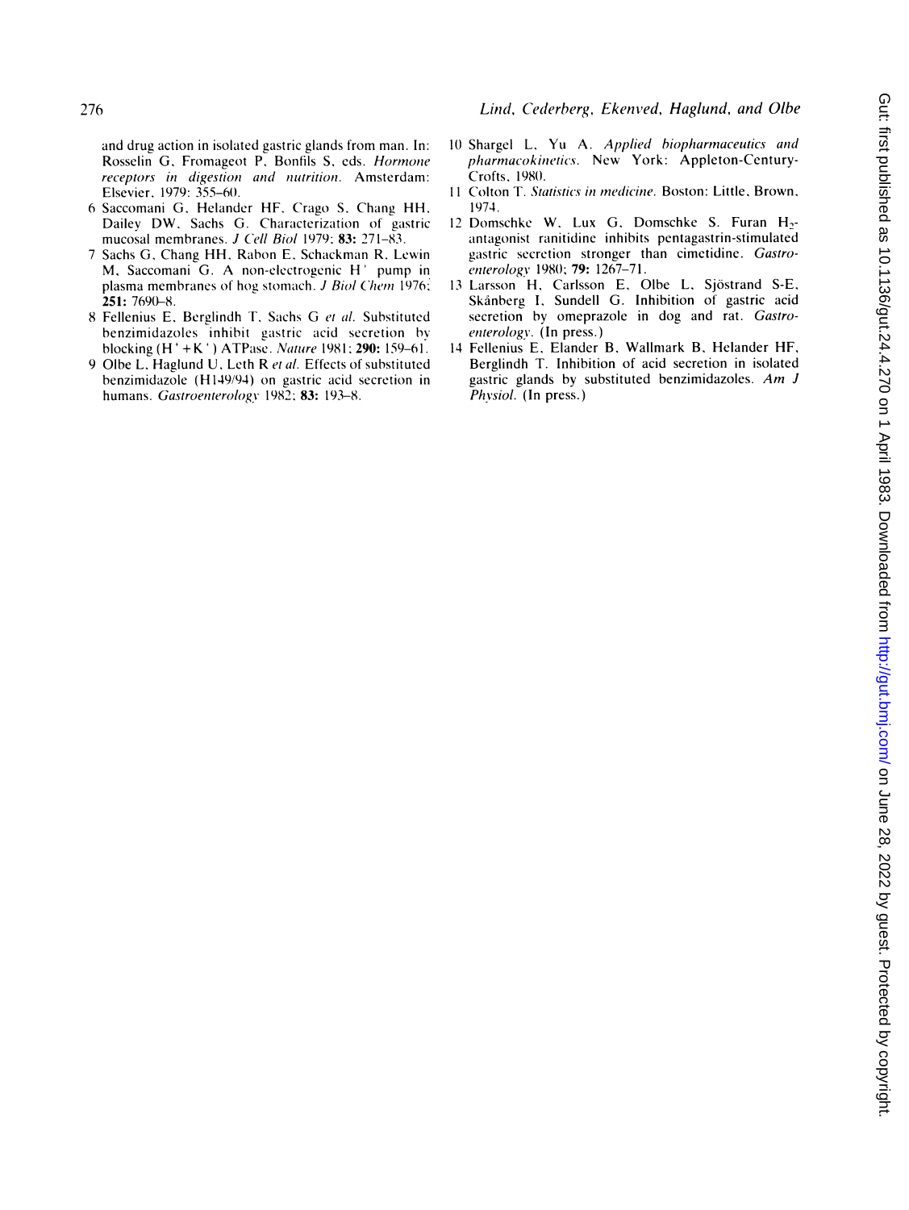and drug action in isolated gastric glands from man. In: Rosselin G, Fromageot P, Bonfils S, eds. *Hormone receptors in digestion and nutrition*. Amsterdam: Elsevier, 1979: 355–60.

6 Saccomani G, Helander HF, Crago S, Chang HH, Dailey DW, Sachs G. Characterization of gastric mucosal membranes. *J Cell Biol* 1979; **83:** 271–83.

7 Sachs G, Chang HH, Rabon E, Schackman R, Lewin M, Saccomani G. A non-electrogenic $H^+$ pump in plasma membranes of hog stomach. *J Biol Chem* 1976; **251:** 7690–8.

8 Fellenius E, Berglindh T, Sachs G *et al.* Substituted benzimidazoles inhibit gastric acid secretion by blocking $(H^+ + K^+)$ ATPase. *Nature* 1981; **290:** 159–61.

9 Olbe L, Haglund U, Leth R *et al.* Effects of substituted benzimidazole (H149/94) on gastric acid secretion in humans. *Gastroenterology* 1982; **83:** 193–8.

10 Shargel L, Yu A. *Applied biopharmaceutics and pharmacokinetics*. New York: Appleton-Century-Crofts, 1980.

11 Colton T. *Statistics in medicine*. Boston: Little, Brown, 1974.

12 Domschke W, Lux G, Domschke S. Furan $H_2$-antagonist ranitidine inhibits pentagastrin-stimulated gastric secretion stronger than cimetidine. *Gastroenterology* 1980; **79:** 1267–71.

13 Larsson H, Carlsson E, Olbe L, Sjöstrand S-E, Skånberg I, Sundell G. Inhibition of gastric acid secretion by omeprazole in dog and rat. *Gastroenterology*. (In press.)

14 Fellenius E, Elander B, Wallmark B, Helander HF, Berglindh T. Inhibition of acid secretion in isolated gastric glands by substituted benzimidazoles. *Am J Physiol*. (In press.)